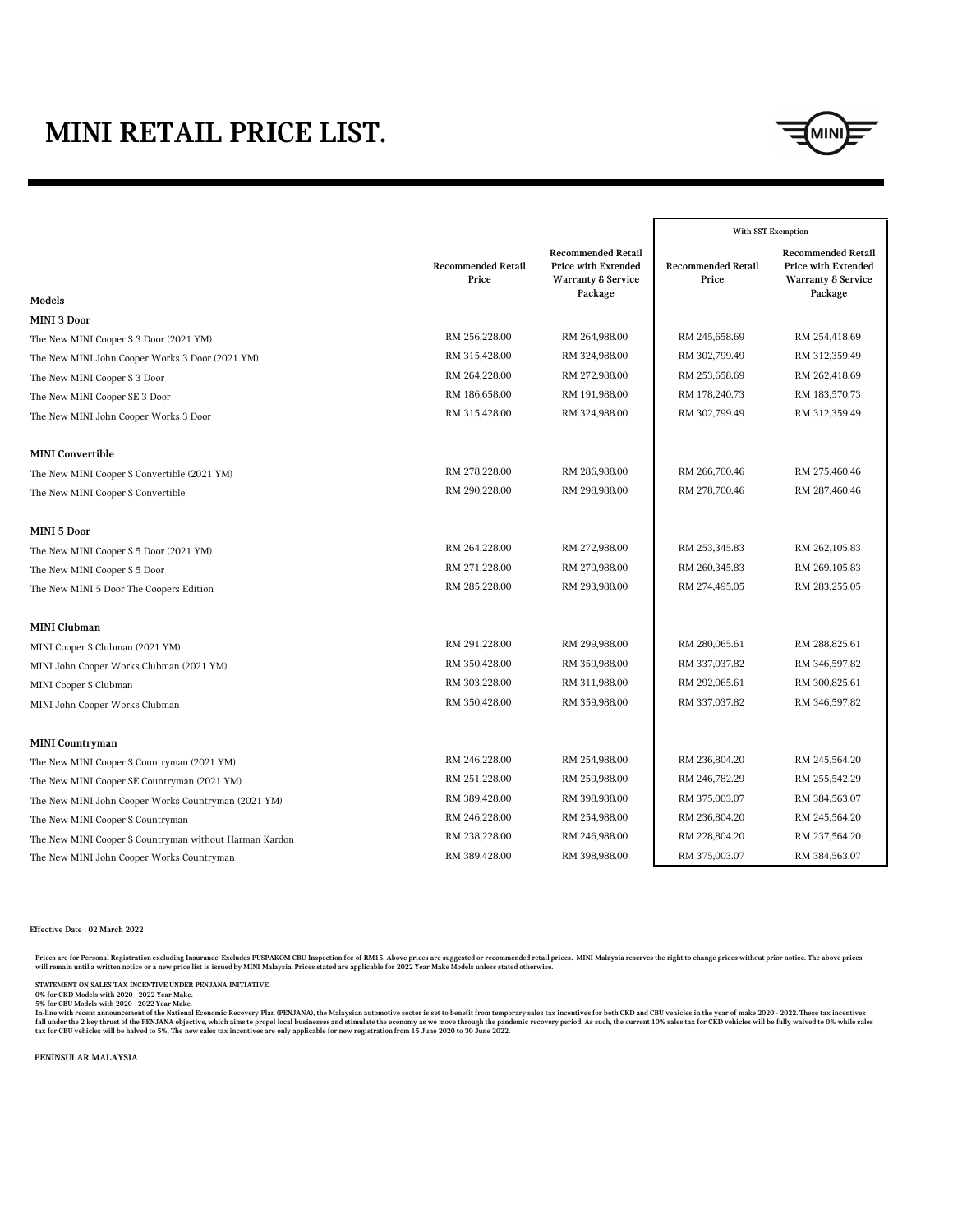# MINI RETAIL PRICE LIST.

| | | | With SST Exemption | |
|---|---|---|---|---|
| Models | Recommended Retail Price | Recommended Retail Price with Extended Warranty & Service Package | Recommended Retail Price | Recommended Retail Price with Extended Warranty & Service Package |
| **MINI 3 Door** | | | | |
| The New MINI Cooper S 3 Door (2021 YM) | RM 256,228.00 | RM 264,988.00 | RM 245,658.69 | RM 254,418.69 |
| The New MINI John Cooper Works 3 Door (2021 YM) | RM 315,428.00 | RM 324,988.00 | RM 302,799.49 | RM 312,359.49 |
| The New MINI Cooper S 3 Door | RM 264,228.00 | RM 272,988.00 | RM 253,658.69 | RM 262,418.69 |
| The New MINI Cooper SE 3 Door | RM 186,658.00 | RM 191,988.00 | RM 178,240.73 | RM 183,570.73 |
| The New MINI John Cooper Works 3 Door | RM 315,428.00 | RM 324,988.00 | RM 302,799.49 | RM 312,359.49 |
| **MINI Convertible** | | | | |
| The New MINI Cooper S Convertible (2021 YM) | RM 278,228.00 | RM 286,988.00 | RM 266,700.46 | RM 275,460.46 |
| The New MINI Cooper S Convertible | RM 290,228.00 | RM 298,988.00 | RM 278,700.46 | RM 287,460.46 |
| **MINI 5 Door** | | | | |
| The New MINI Cooper S 5 Door (2021 YM) | RM 264,228.00 | RM 272,988.00 | RM 253,345.83 | RM 262,105.83 |
| The New MINI Cooper S 5 Door | RM 271,228.00 | RM 279,988.00 | RM 260,345.83 | RM 269,105.83 |
| The New MINI 5 Door The Coopers Edition | RM 285,228.00 | RM 293,988.00 | RM 274,495.05 | RM 283,255.05 |
| **MINI Clubman** | | | | |
| MINI Cooper S Clubman (2021 YM) | RM 291,228.00 | RM 299,988.00 | RM 280,065.61 | RM 288,825.61 |
| MINI John Cooper Works Clubman (2021 YM) | RM 350,428.00 | RM 359,988.00 | RM 337,037.82 | RM 346,597.82 |
| MINI Cooper S Clubman | RM 303,228.00 | RM 311,988.00 | RM 292,065.61 | RM 300,825.61 |
| MINI John Cooper Works Clubman | RM 350,428.00 | RM 359,988.00 | RM 337,037.82 | RM 346,597.82 |
| **MINI Countryman** | | | | |
| The New MINI Cooper S Countryman (2021 YM) | RM 246,228.00 | RM 254,988.00 | RM 236,804.20 | RM 245,564.20 |
| The New MINI Cooper SE Countryman (2021 YM) | RM 251,228.00 | RM 259,988.00 | RM 246,782.29 | RM 255,542.29 |
| The New MINI John Cooper Works Countryman (2021 YM) | RM 389,428.00 | RM 398,988.00 | RM 375,003.07 | RM 384,563.07 |
| The New MINI Cooper S Countryman | RM 246,228.00 | RM 254,988.00 | RM 236,804.20 | RM 245,564.20 |
| The New MINI Cooper S Countryman without Harman Kardon | RM 238,228.00 | RM 246,988.00 | RM 228,804.20 | RM 237,564.20 |
| The New MINI John Cooper Works Countryman | RM 389,428.00 | RM 398,988.00 | RM 375,003.07 | RM 384,563.07 |

**Effective Date : 02 March 2022**

Prices are for Personal Registration excluding Insurance. Excludes PUSPAKOM CBU Inspection fee of RM15. Above prices are suggested or recommended retail prices. MINI Malaysia reserves the right to change prices without prior notice. The above prices will remain until a written notice or a new price list is issued by MINI Malaysia. Prices stated are applicable for 2022 Year Make Models unless stated otherwise.

STATEMENT ON SALES TAX INCENTIVE UNDER PENJANA INITIATIVE.
0% for CKD Models with 2020 - 2022 Year Make.
5% for CBU Models with 2020 - 2022 Year Make.
In-line with recent announcement of the National Economic Recovery Plan (PENJANA), the Malaysian automotive sector is set to benefit from temporary sales tax incentives for both CKD and CBU vehicles in the year of make 2020 - 2022. These tax incentives fall under the 2 key thrust of the PENJANA objective, which aims to propel local businesses and stimulate the economy as we move through the pandemic recovery period. As such, the current 10% sales tax for CKD vehicles will be fully waived to 0% while sales tax for CBU vehicles will be halved to 5%. The new sales tax incentives are only applicable for new registration from 15 June 2020 to 30 June 2022.

PENINSULAR MALAYSIA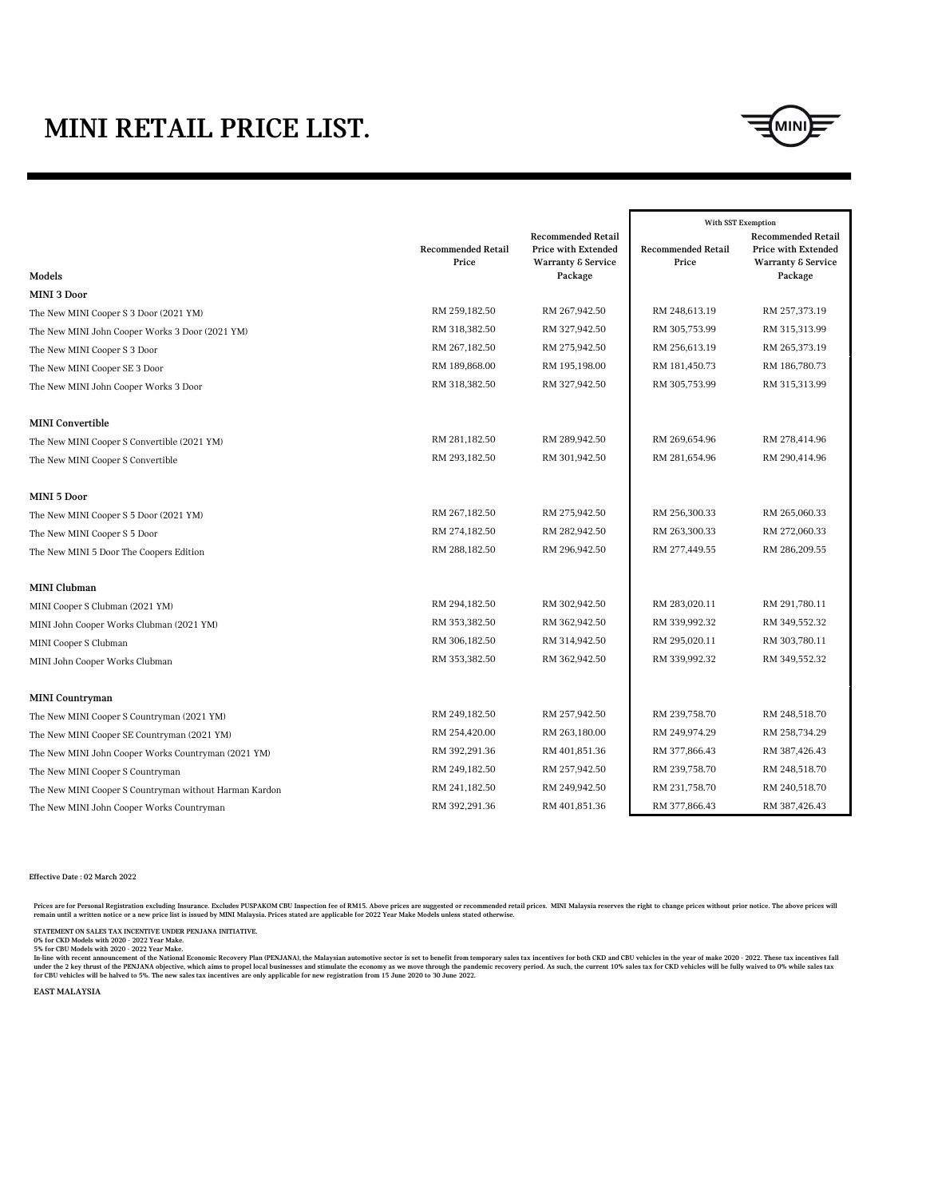# MINI RETAIL PRICE LIST.

| Models | Recommended Retail Price | Recommended Retail Price with Extended Warranty & Service Package | With SST Exemption | |
|---|---|---|---|---|
| | | | Recommended Retail Price | Recommended Retail Price with Extended Warranty & Service Package |
| **MINI 3 Door** | | | | |
| The New MINI Cooper S 3 Door (2021 YM) | RM 259,182.50 | RM 267,942.50 | RM 248,613.19 | RM 257,373.19 |
| The New MINI John Cooper Works 3 Door (2021 YM) | RM 318,382.50 | RM 327,942.50 | RM 305,753.99 | RM 315,313.99 |
| The New MINI Cooper S 3 Door | RM 267,182.50 | RM 275,942.50 | RM 256,613.19 | RM 265,373.19 |
| The New MINI Cooper SE 3 Door | RM 189,868.00 | RM 195,198.00 | RM 181,450.73 | RM 186,780.73 |
| The New MINI John Cooper Works 3 Door | RM 318,382.50 | RM 327,942.50 | RM 305,753.99 | RM 315,313.99 |
| **MINI Convertible** | | | | |
| The New MINI Cooper S Convertible (2021 YM) | RM 281,182.50 | RM 289,942.50 | RM 269,654.96 | RM 278,414.96 |
| The New MINI Cooper S Convertible | RM 293,182.50 | RM 301,942.50 | RM 281,654.96 | RM 290,414.96 |
| **MINI 5 Door** | | | | |
| The New MINI Cooper S 5 Door (2021 YM) | RM 267,182.50 | RM 275,942.50 | RM 256,300.33 | RM 265,060.33 |
| The New MINI Cooper S 5 Door | RM 274,182.50 | RM 282,942.50 | RM 263,300.33 | RM 272,060.33 |
| The New MINI 5 Door The Coopers Edition | RM 288,182.50 | RM 296,942.50 | RM 277,449.55 | RM 286,209.55 |
| **MINI Clubman** | | | | |
| MINI Cooper S Clubman (2021 YM) | RM 294,182.50 | RM 302,942.50 | RM 283,020.11 | RM 291,780.11 |
| MINI John Cooper Works Clubman (2021 YM) | RM 353,382.50 | RM 362,942.50 | RM 339,992.32 | RM 349,552.32 |
| MINI Cooper S Clubman | RM 306,182.50 | RM 314,942.50 | RM 295,020.11 | RM 303,780.11 |
| MINI John Cooper Works Clubman | RM 353,382.50 | RM 362,942.50 | RM 339,992.32 | RM 349,552.32 |
| **MINI Countryman** | | | | |
| The New MINI Cooper S Countryman (2021 YM) | RM 249,182.50 | RM 257,942.50 | RM 239,758.70 | RM 248,518.70 |
| The New MINI Cooper SE Countryman (2021 YM) | RM 254,420.00 | RM 263,180.00 | RM 249,974.29 | RM 258,734.29 |
| The New MINI John Cooper Works Countryman (2021 YM) | RM 392,291.36 | RM 401,851.36 | RM 377,866.43 | RM 387,426.43 |
| The New MINI Cooper S Countryman | RM 249,182.50 | RM 257,942.50 | RM 239,758.70 | RM 248,518.70 |
| The New MINI Cooper S Countryman without Harman Kardon | RM 241,182.50 | RM 249,942.50 | RM 231,758.70 | RM 240,518.70 |
| The New MINI John Cooper Works Countryman | RM 392,291.36 | RM 401,851.36 | RM 377,866.43 | RM 387,426.43 |

Effective Date : 02 March 2022

Prices are for Personal Registration excluding Insurance. Excludes PUSPAKOM CBU Inspection fee of RM15. Above prices are suggested or recommended retail prices. MINI Malaysia reserves the right to change prices without prior notice. The above prices will remain until a written notice or a new price list is issued by MINI Malaysia. Prices stated are applicable for 2022 Year Make Models unless stated otherwise.

STATEMENT ON SALES TAX INCENTIVE UNDER PENJANA INITIATIVE.
0% for CKD Models with 2020 - 2022 Year Make.
5% for CBU Models with 2020 - 2022 Year Make.
In-line with recent announcement of the National Economic Recovery Plan (PENJANA), the Malaysian automotive sector is set to benefit from temporary sales tax incentives for both CKD and CBU vehicles in the year of make 2020 - 2022. These tax incentives fall under the 2 key thrust of the PENJANA objective, which aims to propel local businesses and stimulate the economy as we move through the pandemic recovery period. As such, the current 10% sales tax for CKD vehicles will be fully waived to 0% while sales tax for CBU vehicles will be halved to 5%. The new sales tax incentives are only applicable for new registration from 15 June 2020 to 30 June 2022.

EAST MALAYSIA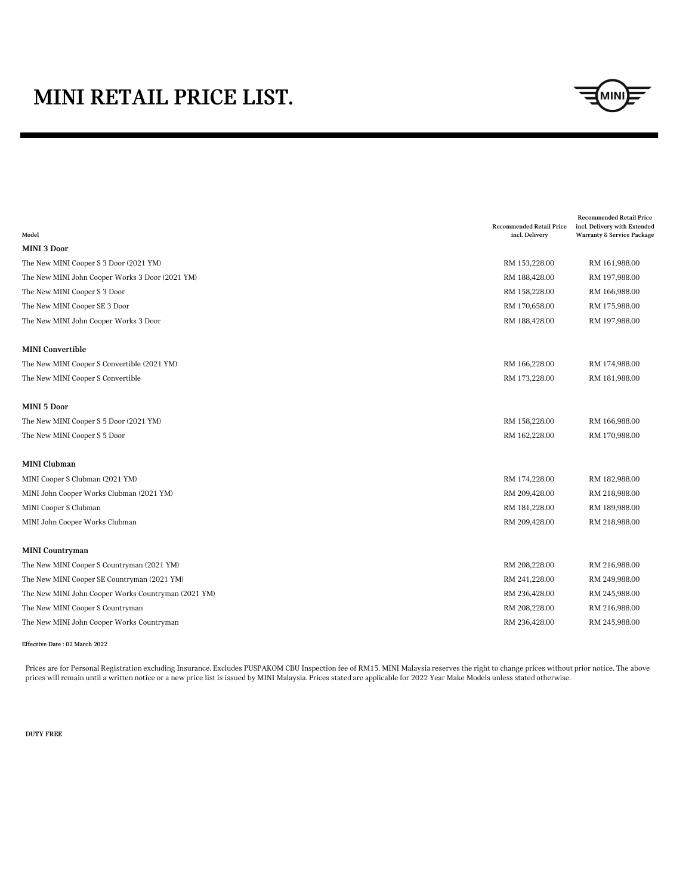# MINI RETAIL PRICE LIST.

| Model | Recommended Retail Price incl. Delivery | Recommended Retail Price incl. Delivery with Extended Warranty & Service Package |
|---|---|---|
| **MINI 3 Door** | | |
| The New MINI Cooper S 3 Door (2021 YM) | RM 153,228.00 | RM 161,988.00 |
| The New MINI John Cooper Works 3 Door (2021 YM) | RM 188,428.00 | RM 197,988.00 |
| The New MINI Cooper S 3 Door | RM 158,228.00 | RM 166,988.00 |
| The New MINI Cooper SE 3 Door | RM 170,658.00 | RM 175,988.00 |
| The New MINI John Cooper Works 3 Door | RM 188,428.00 | RM 197,988.00 |
| **MINI Convertible** | | |
| The New MINI Cooper S Convertible (2021 YM) | RM 166,228.00 | RM 174,988.00 |
| The New MINI Cooper S Convertible | RM 173,228.00 | RM 181,988.00 |
| **MINI 5 Door** | | |
| The New MINI Cooper S 5 Door (2021 YM) | RM 158,228.00 | RM 166,988.00 |
| The New MINI Cooper S 5 Door | RM 162,228.00 | RM 170,988.00 |
| **MINI Clubman** | | |
| MINI Cooper S Clubman (2021 YM) | RM 174,228.00 | RM 182,988.00 |
| MINI John Cooper Works Clubman (2021 YM) | RM 209,428.00 | RM 218,988.00 |
| MINI Cooper S Clubman | RM 181,228.00 | RM 189,988.00 |
| MINI John Cooper Works Clubman | RM 209,428.00 | RM 218,988.00 |
| **MINI Countryman** | | |
| The New MINI Cooper S Countryman (2021 YM) | RM 208,228.00 | RM 216,988.00 |
| The New MINI Cooper SE Countryman (2021 YM) | RM 241,228.00 | RM 249,988.00 |
| The New MINI John Cooper Works Countryman (2021 YM) | RM 236,428.00 | RM 245,988.00 |
| The New MINI Cooper S Countryman | RM 208,228.00 | RM 216,988.00 |
| The New MINI John Cooper Works Countryman | RM 236,428.00 | RM 245,988.00 |

**Effective Date : 02 March 2022**

Prices are for Personal Registration excluding Insurance. Excludes PUSPAKOM CBU Inspection fee of RM15. MINI Malaysia reserves the right to change prices without prior notice. The above prices will remain until a written notice or a new price list is issued by MINI Malaysia. Prices stated are applicable for 2022 Year Make Models unless stated otherwise.

**DUTY FREE**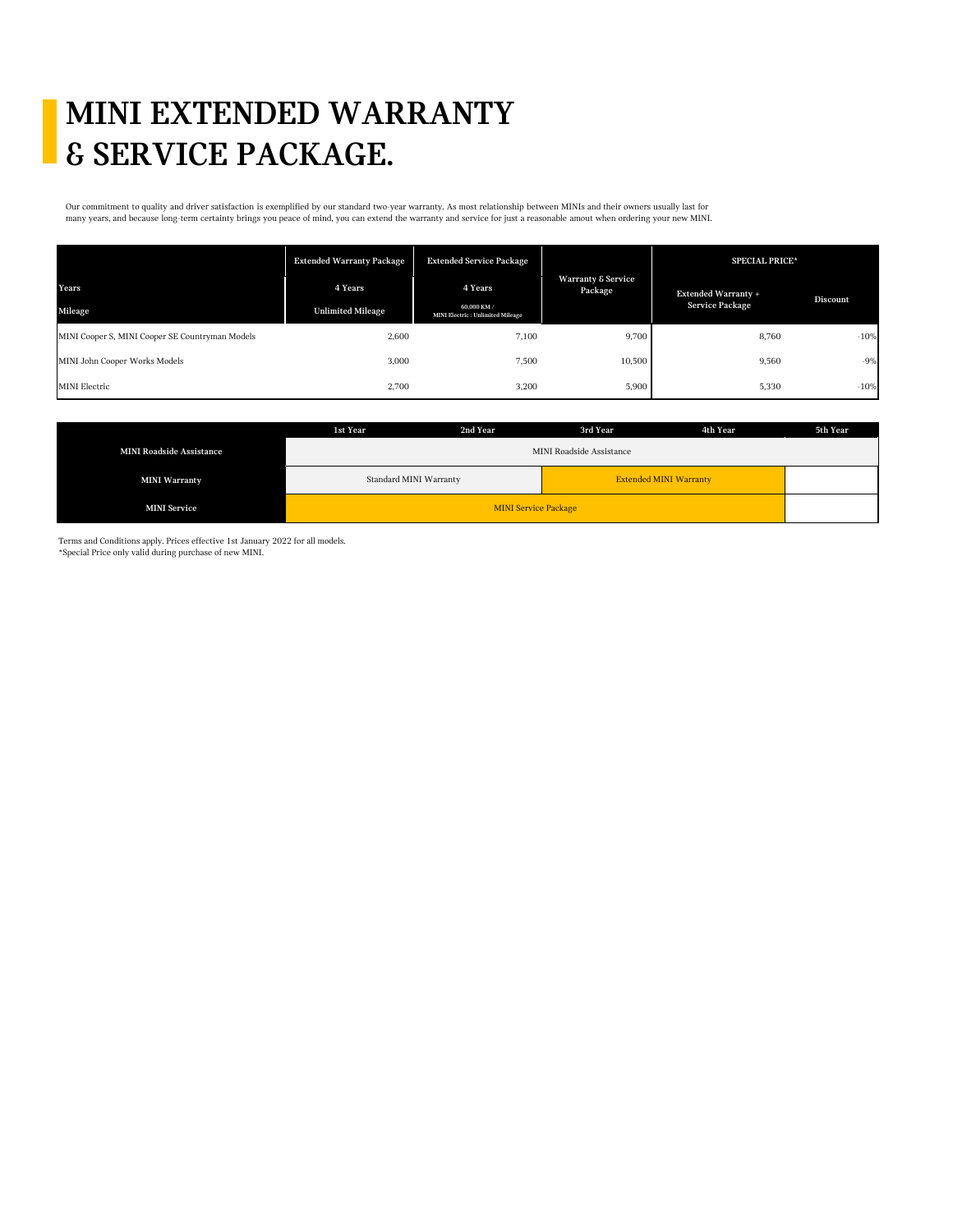# MINI EXTENDED WARRANTY & SERVICE PACKAGE.

Our commitment to quality and driver satisfaction is exemplified by our standard two-year warranty. As most relationship between MINIs and their owners usually last for many years, and because long-term certainty brings you peace of mind, you can extend the warranty and service for just a reasonable amout when ordering your new MINI.

| | Extended Warranty Package | Extended Service Package | Warranty & Service Package | SPECIAL PRICE* | |
|---|---|---|---|---|---|
| Years | 4 Years | 4 Years | | Extended Warranty + Service Package | Discount |
| Mileage | Unlimited Mileage | 60,000 KM / MINI Electric : Unlimited Mileage | | | |
| MINI Cooper S, MINI Cooper SE Countryman Models | 2,600 | 7,100 | 9,700 | 8,760 | -10% |
| MINI John Cooper Works Models | 3,000 | 7,500 | 10,500 | 9,560 | -9% |
| MINI Electric | 2,700 | 3,200 | 5,900 | 5,330 | -10% |

| | 1st Year | 2nd Year | 3rd Year | 4th Year | 5th Year |
|---|---|---|---|---|---|
| MINI Roadside Assistance | MINI Roadside Assistance | | | | |
| MINI Warranty | Standard MINI Warranty | | Extended MINI Warranty | | |
| MINI Service | MINI Service Package | | | | |

Terms and Conditions apply. Prices effective 1st January 2022 for all models.
*Special Price only valid during purchase of new MINI.